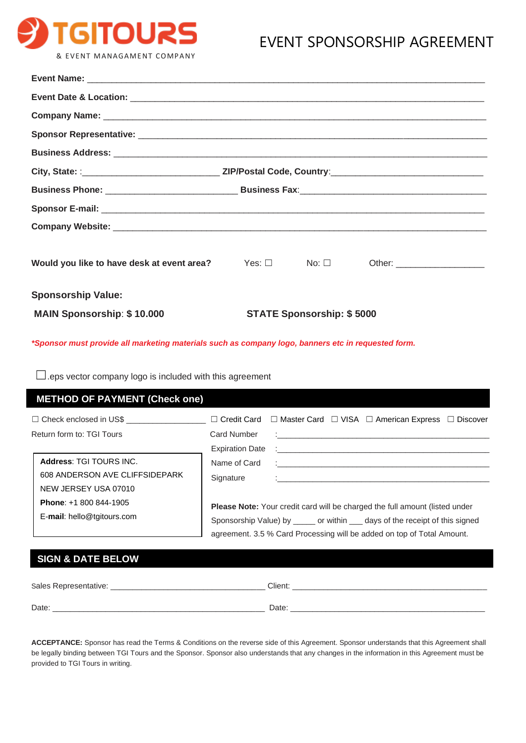**TGITOURS**

& EVENT MANAGAMENT COMPANY

# EVENT SPONSORSHIP AGREEMENT

**Event Name:** ______________________________________________________________________

**Event Date & Location:** ______________________________________________________________

**Company Name:** ___________________________________________________________________

**Sponsor Representative:** _____________________________________________________________

**Business Address:** _________________________________________________________________

**City, State:** :__________________________ **ZIP/Postal Code, Country**:_____________________________

**Business Phone:** _________________________ **Business Fax**:____________________________________

**Sponsor E-mail:** ___________________________________________________________________

**Company Website:** __________________________________________________________________

**Would you like to have desk at event area?** Yes: ☐ No: ☐ Other: _________________

**Sponsorship Value:**

**MAIN Sponsorship**: **$ 10.000** **STATE Sponsorship: $ 5000**

***\*Sponsor must provide all marketing materials such as company logo, banners etc in requested form.***

☐ .eps vector company logo is included with this agreement

## METHOD OF PAYMENT (Check one)

☐ Check enclosed in US$ _________________

Return form to: TGI Tours

**Address**: TGI TOURS INC.
608 ANDERSON AVE CLIFFSIDEPARK
NEW JERSEY USA 07010
**Phone**: +1 800 844-1905
E-**mail**: hello@tgitours.com

☐ Credit Card ☐ Master Card ☐ VISA ☐ American Express ☐ Discover

Card Number :_____________________________________________

Expiration Date :_____________________________________________

Name of Card :_____________________________________________

Signature :_____________________________________________

**Please Note:** Your credit card will be charged the full amount (listed under Sponsorship Value) by _____ or within ___ days of the receipt of this signed agreement. 3.5 % Card Processing will be added on top of Total Amount.

## SIGN & DATE BELOW

Sales Representative: _________________________________ Client: _________________________________________

Date: _____________________________________________ Date: _________________________________________

**ACCEPTANCE:** Sponsor has read the Terms & Conditions on the reverse side of this Agreement. Sponsor understands that this Agreement shall be legally binding between TGI Tours and the Sponsor. Sponsor also understands that any changes in the information in this Agreement must be provided to TGI Tours in writing.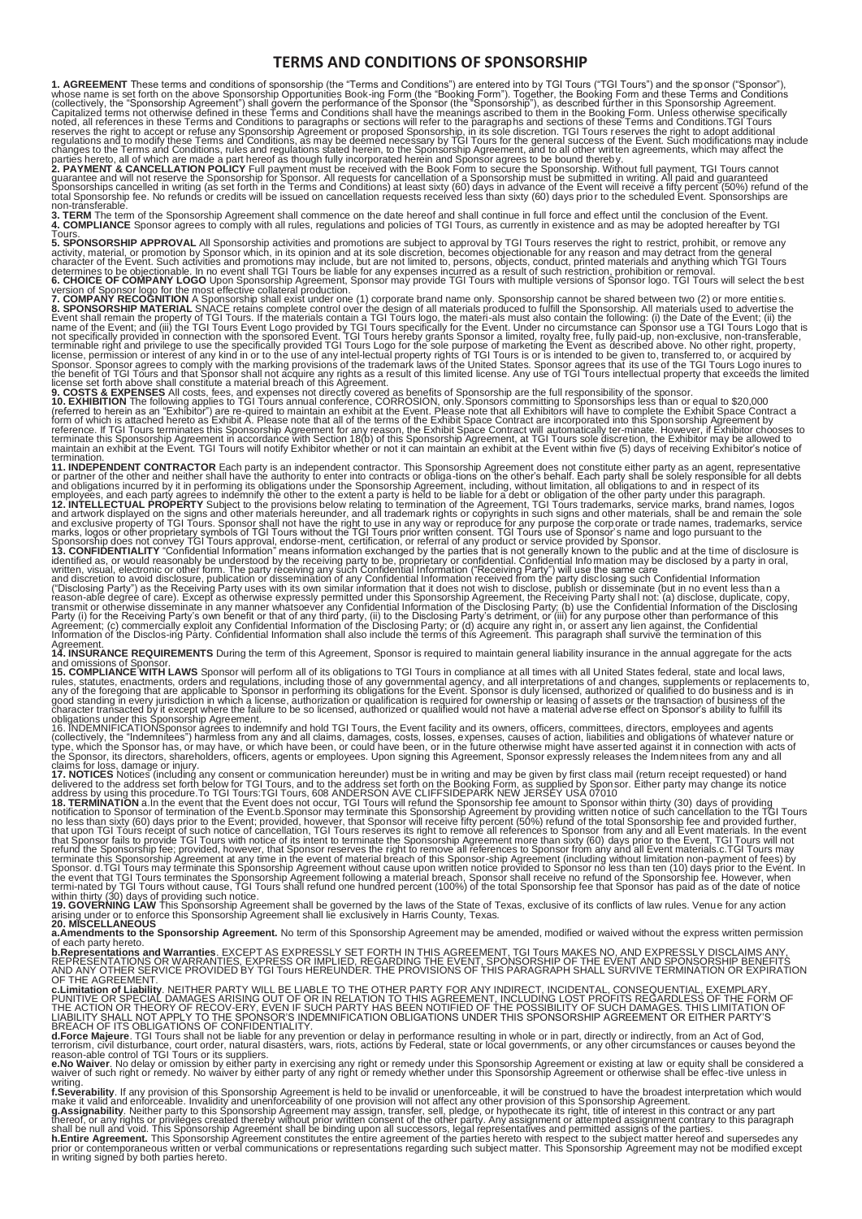# TERMS AND CONDITIONS OF SPONSORSHIP

**1. AGREEMENT** These terms and conditions of sponsorship (the "Terms and Conditions") are entered into by TGI Tours ("TGI Tours") and the sponsor ("Sponsor"), whose name is set forth on the above Sponsorship Opportunities Book-ing Form (the "Booking Form"). Together, the Booking Form and these Terms and Conditions (collectively, the "Sponsorship Agreement") shall govern the performance of the Sponsor (the "Sponsorship"), as described further in this Sponsorship Agreement. Capitalized terms not otherwise defined in these Terms and Conditions shall have the meanings ascribed to them in the Booking Form. Unless otherwise specifically noted, all references in these Terms and Conditions to paragraphs or sections will refer to the paragraphs and sections of these Terms and Conditions.TGI Tours reserves the right to accept or refuse any Sponsorship Agreement or proposed Sponsorship, in its sole discretion. TGI Tours reserves the right to adopt additional regulations and to modify these Terms and Conditions, as may be deemed necessary by TGI Tours for the general success of the Event. Such modifications may include changes to the Terms and Conditions, rules and regulations stated herein, to the Sponsorship Agreement, and to all other written agreements, which may affect the parties hereto, all of which are made a part hereof as though fully incorporated herein and Sponsor agrees to be bound thereby.

**2. PAYMENT & CANCELLATION POLICY** Full payment must be received with the Book Form to secure the Sponsorship. Without full payment, TGI Tours cannot guarantee and will not reserve the Sponsorship for Sponsor. All requests for cancellation of a Sponsorship must be submitted in writing. All paid and guaranteed Sponsorships cancelled in writing (as set forth in the Terms and Conditions) at least sixty (60) days in advance of the Event will receive a fifty percent (50%) refund of the total Sponsorship fee. No refunds or credits will be issued on cancellation requests received less than sixty (60) days prior to the scheduled Event. Sponsorships are non-transferable.

**3. TERM** The term of the Sponsorship Agreement shall commence on the date hereof and shall continue in full force and effect until the conclusion of the Event.

**4. COMPLIANCE** Sponsor agrees to comply with all rules, regulations and policies of TGI Tours, as currently in existence and as may be adopted hereafter by TGI Tours.

**5. SPONSORSHIP APPROVAL** All Sponsorship activities and promotions are subject to approval by TGI Tours reserves the right to restrict, prohibit, or remove any activity, material, or promotion by Sponsor which, in its opinion and at its sole discretion, becomes objectionable for any reason and may detract from the general character of the Event. Such activities and promotions may include, but are not limited to, persons, objects, conduct, printed materials and anything which TGI Tours determines to be objectionable. In no event shall TGI Tours be liable for any expenses incurred as a result of such restriction, prohibition or removal.

**6. CHOICE OF COMPANY LOGO** Upon Sponsorship Agreement, Sponsor may provide TGI Tours with multiple versions of Sponsor logo. TGI Tours will select the best version of Sponsor logo for the most effective collateral production.

**7. COMPANY RECOGNITION** A Sponsorship shall exist under one (1) corporate brand name only. Sponsorship cannot be shared between two (2) or more entities.

**8. SPONSORSHIP MATERIAL** SNACE retains complete control over the design of all materials produced to fulfill the Sponsorship. All materials used to advertise the Event shall remain the property of TGI Tours. If the materials contain a TGI Tours logo, the materi-als must also contain the following: (i) the Date of the Event; (ii) the name of the Event; and (iii) the TGI Tours Event Logo provided by TGI Tours specifically for the Event. Under no circumstance can Sponsor use a TGI Tours Logo that is not specifically provided in connection with the sponsored Event. TGI Tours hereby grants Sponsor a limited, royalty free, fully paid-up, non-exclusive, non-transferable, terminable right and privilege to use the specifically provided TGI Tours Logo for the sole purpose of marketing the Event as described above. No other right, property, license, permission or interest of any kind in or to the use of any intel-lectual property rights of TGI Tours is or is intended to be given to, transferred to, or acquired by Sponsor. Sponsor agrees to comply with the marking provisions of the trademark laws of the United States. Sponsor agrees that its use of the TGI Tours Logo inures to the benefit of TGI Tours and that Sponsor shall not acquire any rights as a result of this limited license. Any use of TGI Tours intellectual property that exceeds the limited license set forth above shall constitute a material breach of this Agreement.

**9. COSTS & EXPENSES** All costs, fees, and expenses not directly covered as benefits of Sponsorship are the full responsibility of the sponsor.

**10. EXHIBITION** The following applies to TGI Tours annual conference, CORROSION, only.Sponsors committing to Sponsorships less than or equal to $20,000 (referred to herein as an "Exhibitor") are re-quired to maintain an exhibit at the Event. Please note that all Exhibitors will have to complete the Exhibit Space Contract a form of which is attached hereto as Exhibit A. Please note that all of the terms of the Exhibit Space Contract are incorporated into this Sponsorship Agreement by reference. If TGI Tours terminates this Sponsorship Agreement for any reason, the Exhibit Space Contract will automatically ter-minate. However, if Exhibitor chooses to terminate this Sponsorship Agreement in accordance with Section 18(b) of this Sponsorship Agreement, at TGI Tours sole discretion, the Exhibitor may be allowed to maintain an exhibit at the Event. TGI Tours will notify Exhibitor whether or not it can maintain an exhibit at the Event within five (5) days of receiving Exhibitor's notice of termination.

**11. INDEPENDENT CONTRACTOR** Each party is an independent contractor. This Sponsorship Agreement does not constitute either party as an agent, representative or partner of the other and neither shall have the authority to enter into contracts or obliga-tions on the other's behalf. Each party shall be solely responsible for all debts and obligations incurred by it in performing its obligations under the Sponsorship Agreement, including, without limitation, all obligations to and in respect of its employees, and each party agrees to indemnify the other to the extent a party is held to be liable for a debt or obligation of the other party under this paragraph.

**12. INTELLECTUAL PROPERTY** Subject to the provisions below relating to termination of the Agreement, TGI Tours trademarks, service marks, brand names, logos and artwork displayed on the signs and other materials hereunder, and all trademark rights or copyrights in such signs and other materials, shall be and remain the sole and exclusive property of TGI Tours. Sponsor shall not have the right to use in any way or reproduce for any purpose the corporate or trade names, trademarks, service marks, logos or other proprietary symbols of TGI Tours without the TGI Tours prior written consent. TGI Tours use of Sponsor's name and logo pursuant to the Sponsorship does not convey TGI Tours approval, endorse-ment, certification, or referral of any product or service provided by Sponsor.

**13. CONFIDENTIALITY** "Confidential Information" means information exchanged by the parties that is not generally known to the public and at the time of disclosure is identified as, or would reasonably be understood by the receiving party to be, proprietary or confidential. Confidential Information may be disclosed by a party in oral, written, visual, electronic or other form. The party receiving any such Confidential Information ("Receiving Party") will use the same care and discretion to avoid disclosure, publication or dissemination of any Confidential Information received from the party disclosing such Confidential Information ("Disclosing Party") as the Receiving Party uses with its own similar information that it does not wish to disclose, publish or disseminate (but in no event less than a reason-able degree of care). Except as otherwise expressly permitted under this Sponsorship Agreement, the Receiving Party shall not: (a) disclose, duplicate, copy, transmit or otherwise disseminate in any manner whatsoever any Confidential Information of the Disclosing Party; (b) use the Confidential Information of the Disclosing Party (i) for the Receiving Party's own benefit or that of any third party, (ii) to the Disclosing Party's detriment, or (iii) for any purpose other than performance of this Agreement; (c) commercially exploit any Confidential Information of the Disclosing Party; or (d) acquire any right in, or assert any lien against, the Confidential Information of the Disclos-ing Party. Confidential Information shall also include the terms of this Agreement. This paragraph shall survive the termination of this Agreement.

**14. INSURANCE REQUIREMENTS** During the term of this Agreement, Sponsor is required to maintain general liability insurance in the annual aggregate for the acts and omissions of Sponsor.

**15. COMPLIANCE WITH LAWS** Sponsor will perform all of its obligations to TGI Tours in compliance at all times with all United States federal, state and local laws, rules, statutes, enactments, orders and regulations, including those of any governmental agency, and all interpretations of and changes, supplements or replacements to, any of the foregoing that are applicable to Sponsor in performing its obligations for the Event. Sponsor is duly licensed, authorized or qualified to do business and is in good standing in every jurisdiction in which a license, authorization or qualification is required for ownership or leasing of assets or the transaction of business of the character transacted by it except where the failure to be so licensed, authorized or qualified would not have a material adverse effect on Sponsor's ability to fulfill its obligations under this Sponsorship Agreement.

16. INDEMNIFICATIONSponsor agrees to indemnify and hold TGI Tours, the Event facility and its owners, officers, committees, directors, employees and agents (collectively, the "Indemnitees") harmless from any and all claims, damages, costs, losses, expenses, causes of action, liabilities and obligations of whatever nature or type, which the Sponsor has, or may have, or which have been, or could have been, or in the future otherwise might have asserted against it in connection with acts of the Sponsor, its directors, shareholders, officers, agents or employees. Upon signing this Agreement, Sponsor expressly releases the Indemnitees from any and all claims for loss, damage or injury.

**17. NOTICES** Notices (including any consent or communication hereunder) must be in writing and may be given by first class mail (return receipt requested) or hand delivered to the address set forth below for TGI Tours, and to the address set forth on the Booking Form, as supplied by Sponsor. Either party may change its notice address by using this procedure.To TGI Tours:TGI Tours, 608 ANDERSON AVE CLIFFSIDEPARK NEW JERSEY USA 07010

**18. TERMINATION** a.In the event that the Event does not occur, TGI Tours will refund the Sponsorship fee amount to Sponsor within thirty (30) days of providing notification to Sponsor of termination of the Event.b.Sponsor may terminate this Sponsorship Agreement by providing written notice of such cancellation to the TGI Tours no less than sixty (60) days prior to the Event; provided, however, that Sponsor will receive fifty percent (50%) refund of the total Sponsorship fee and provided further, that upon TGI Tours receipt of such notice of cancellation, TGI Tours reserves its right to remove all references to Sponsor from any and all Event materials. In the event that Sponsor fails to provide TGI Tours with notice of its intent to terminate the Sponsorship Agreement more than sixty (60) days prior to the Event, TGI Tours will not refund the Sponsorship fee; provided, however, that Sponsor reserves the right to remove all references to Sponsor from any and all Event materials.c.TGI Tours may terminate this Sponsorship Agreement at any time in the event of material breach of this Sponsor-ship Agreement (including without limitation non-payment of fees) by Sponsor. d.TGI Tours may terminate this Sponsorship Agreement without cause upon written notice provided to Sponsor no less than ten (10) days prior to the Event. In the event that TGI Tours terminates the Sponsorship Agreement following a material breach, Sponsor shall receive no refund of the Sponsorship fee. However, when termi-nated by TGI Tours without cause, TGI Tours shall refund one hundred percent (100%) of the total Sponsorship fee that Sponsor has paid as of the date of notice within thirty (30) days of providing such notice.

**19. GOVERNING LAW** This Sponsorship Agreement shall be governed by the laws of the State of Texas, exclusive of its conflicts of law rules. Venue for any action arising under or to enforce this Sponsorship Agreement shall lie exclusively in Harris County, Texas.

**20. MISCELLANEOUS**

**a.Amendments to the Sponsorship Agreement.** No term of this Sponsorship Agreement may be amended, modified or waived without the express written permission of each party hereto.

**b.Representations and Warranties**. EXCEPT AS EXPRESSLY SET FORTH IN THIS AGREEMENT, TGI Tours MAKES NO, AND EXPRESSLY DISCLAIMS ANY, REPRESENTATIONS OR WARRANTIES, EXPRESS OR IMPLIED, REGARDING THE EVENT, SPONSORSHIP OF THE EVENT AND SPONSORSHIP BENEFITS AND ANY OTHER SERVICE PROVIDED BY TGI Tours HEREUNDER. THE PROVISIONS OF THIS PARAGRAPH SHALL SURVIVE TERMINATION OR EXPIRATION OF THE AGREEMENT.

**c.Limitation of Liability**. NEITHER PARTY WILL BE LIABLE TO THE OTHER PARTY FOR ANY INDIRECT, INCIDENTAL, CONSEQUENTIAL, EXEMPLARY, PUNITIVE OR SPECIAL DAMAGES ARISING OUT OF OR IN RELATION TO THIS AGREEMENT, INCLUDING LOST PROFITS REGARDLESS OF THE FORM OF THE ACTION OR THEORY OF RECOV-ERY, EVEN IF SUCH PARTY HAS BEEN NOTIFIED OF THE POSSIBILITY OF SUCH DAMAGES. THIS LIMITATION OF LIABILITY SHALL NOT APPLY TO THE SPONSOR'S INDEMNIFICATION OBLIGATIONS UNDER THIS SPONSORSHIP AGREEMENT OR EITHER PARTY'S BREACH OF ITS OBLIGATIONS OF CONFIDENTIALITY.

**d.Force Majeure**. TGI Tours shall not be liable for any prevention or delay in performance resulting in whole or in part, directly or indirectly, from an Act of God, terrorism, civil disturbance, court order, natural disasters, wars, riots, actions by Federal, state or local governments, or any other circumstances or causes beyond the reason-able control of TGI Tours or its suppliers.

**e.No Waiver**. No delay or omission by either party in exercising any right or remedy under this Sponsorship Agreement or existing at law or equity shall be considered a waiver of such right or remedy. No waiver by either party of any right or remedy whether under this Sponsorship Agreement or otherwise shall be effec-tive unless in writing.

**f.Severability**. If any provision of this Sponsorship Agreement is held to be invalid or unenforceable, it will be construed to have the broadest interpretation which would make it valid and enforceable. Invalidity and unenforceability of one provision will not affect any other provision of this Sponsorship Agreement.

**g.Assignability**. Neither party to this Sponsorship Agreement may assign, transfer, sell, pledge, or hypothecate its right, title of interest in this contract or any part thereof, or any rights or privileges created thereby without prior written consent of the other party. Any assignment or attempted assignment contrary to this paragraph shall be null and void. This Sponsorship Agreement shall be binding upon all successors, legal representatives and permitted assigns of the parties.

**h.Entire Agreement.** This Sponsorship Agreement constitutes the entire agreement of the parties hereto with respect to the subject matter hereof and supersedes any prior or contemporaneous written or verbal communications or representations regarding such subject matter. This Sponsorship Agreement may not be modified except in writing signed by both parties hereto.